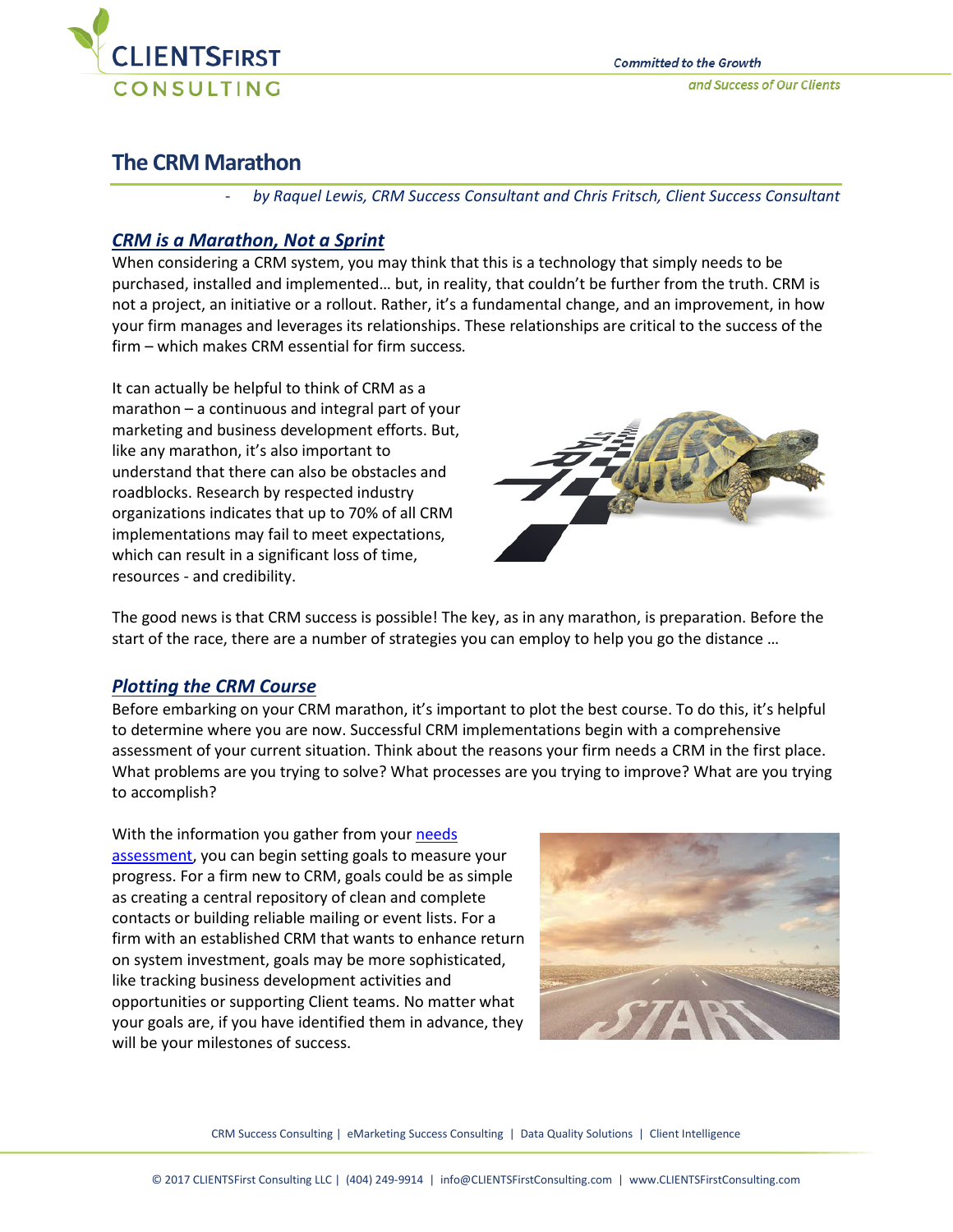# The CRM Marathon

- *by Raquel Lewis, CRM Success Consultant and Chris Fritsch, Client Success Consultant*

## ***CRM is a Marathon, Not a Sprint***

When considering a CRM system, you may think that this is a technology that simply needs to be purchased, installed and implemented… but, in reality, that couldn't be further from the truth. CRM is not a project, an initiative or a rollout. Rather, it's a fundamental change, and an improvement, in how your firm manages and leverages its relationships. These relationships are critical to the success of the firm – which makes CRM essential for firm success.

It can actually be helpful to think of CRM as a marathon – a continuous and integral part of your marketing and business development efforts. But, like any marathon, it's also important to understand that there can also be obstacles and roadblocks. Research by respected industry organizations indicates that up to 70% of all CRM implementations may fail to meet expectations, which can result in a significant loss of time, resources - and credibility.

The good news is that CRM success is possible! The key, as in any marathon, is preparation. Before the start of the race, there are a number of strategies you can employ to help you go the distance …

## ***Plotting the CRM Course***

Before embarking on your CRM marathon, it's important to plot the best course. To do this, it's helpful to determine where you are now. Successful CRM implementations begin with a comprehensive assessment of your current situation. Think about the reasons your firm needs a CRM in the first place. What problems are you trying to solve? What processes are you trying to improve? What are you trying to accomplish?

With the information you gather from your needs assessment, you can begin setting goals to measure your progress. For a firm new to CRM, goals could be as simple as creating a central repository of clean and complete contacts or building reliable mailing or event lists. For a firm with an established CRM that wants to enhance return on system investment, goals may be more sophisticated, like tracking business development activities and opportunities or supporting Client teams. No matter what your goals are, if you have identified them in advance, they will be your milestones of success.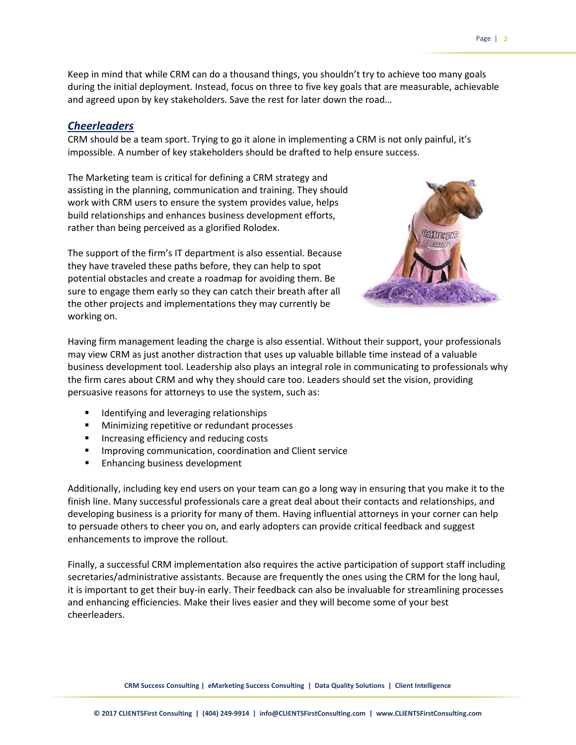Keep in mind that while CRM can do a thousand things, you shouldn't try to achieve too many goals during the initial deployment. Instead, focus on three to five key goals that are measurable, achievable and agreed upon by key stakeholders. Save the rest for later down the road…

## *Cheerleaders*

CRM should be a team sport. Trying to go it alone in implementing a CRM is not only painful, it's impossible. A number of key stakeholders should be drafted to help ensure success.

The Marketing team is critical for defining a CRM strategy and assisting in the planning, communication and training. They should work with CRM users to ensure the system provides value, helps build relationships and enhances business development efforts, rather than being perceived as a glorified Rolodex.

The support of the firm's IT department is also essential. Because they have traveled these paths before, they can help to spot potential obstacles and create a roadmap for avoiding them. Be sure to engage them early so they can catch their breath after all the other projects and implementations they may currently be working on.

Having firm management leading the charge is also essential. Without their support, your professionals may view CRM as just another distraction that uses up valuable billable time instead of a valuable business development tool. Leadership also plays an integral role in communicating to professionals why the firm cares about CRM and why they should care too. Leaders should set the vision, providing persuasive reasons for attorneys to use the system, such as:

- Identifying and leveraging relationships
- Minimizing repetitive or redundant processes
- Increasing efficiency and reducing costs
- Improving communication, coordination and Client service
- Enhancing business development

Additionally, including key end users on your team can go a long way in ensuring that you make it to the finish line. Many successful professionals care a great deal about their contacts and relationships, and developing business is a priority for many of them. Having influential attorneys in your corner can help to persuade others to cheer you on, and early adopters can provide critical feedback and suggest enhancements to improve the rollout.

Finally, a successful CRM implementation also requires the active participation of support staff including secretaries/administrative assistants. Because are frequently the ones using the CRM for the long haul, it is important to get their buy-in early. Their feedback can also be invaluable for streamlining processes and enhancing efficiencies. Make their lives easier and they will become some of your best cheerleaders.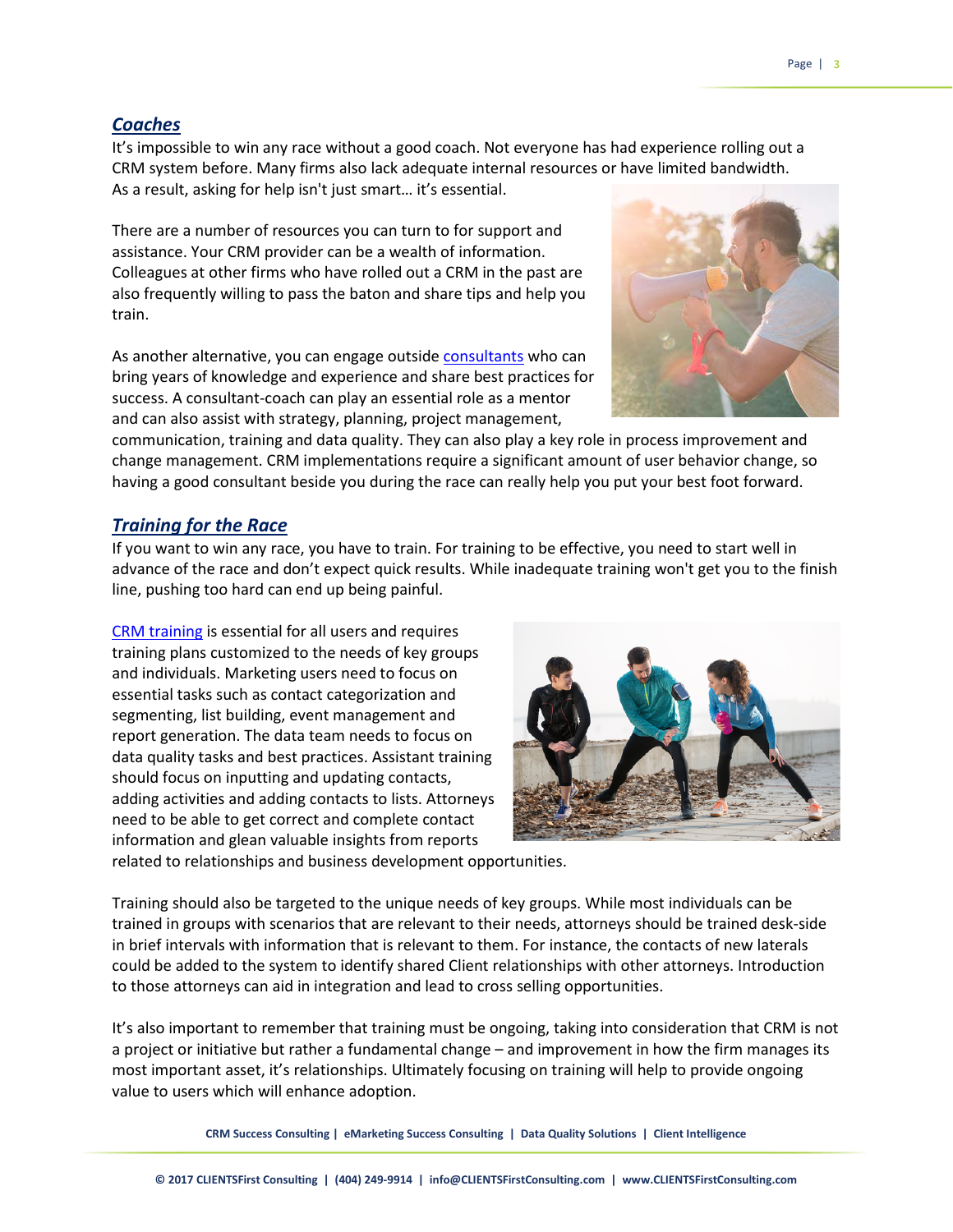## *Coaches*

It's impossible to win any race without a good coach. Not everyone has had experience rolling out a CRM system before. Many firms also lack adequate internal resources or have limited bandwidth. As a result, asking for help isn't just smart… it's essential.

There are a number of resources you can turn to for support and assistance. Your CRM provider can be a wealth of information. Colleagues at other firms who have rolled out a CRM in the past are also frequently willing to pass the baton and share tips and help you train.

As another alternative, you can engage outside consultants who can bring years of knowledge and experience and share best practices for success. A consultant-coach can play an essential role as a mentor and can also assist with strategy, planning, project management, communication, training and data quality. They can also play a key role in process improvement and change management. CRM implementations require a significant amount of user behavior change, so having a good consultant beside you during the race can really help you put your best foot forward.

## *Training for the Race*

If you want to win any race, you have to train. For training to be effective, you need to start well in advance of the race and don't expect quick results. While inadequate training won't get you to the finish line, pushing too hard can end up being painful.

CRM training is essential for all users and requires training plans customized to the needs of key groups and individuals. Marketing users need to focus on essential tasks such as contact categorization and segmenting, list building, event management and report generation. The data team needs to focus on data quality tasks and best practices. Assistant training should focus on inputting and updating contacts, adding activities and adding contacts to lists. Attorneys need to be able to get correct and complete contact information and glean valuable insights from reports related to relationships and business development opportunities.

Training should also be targeted to the unique needs of key groups. While most individuals can be trained in groups with scenarios that are relevant to their needs, attorneys should be trained desk-side in brief intervals with information that is relevant to them. For instance, the contacts of new laterals could be added to the system to identify shared Client relationships with other attorneys. Introduction to those attorneys can aid in integration and lead to cross selling opportunities.

It's also important to remember that training must be ongoing, taking into consideration that CRM is not a project or initiative but rather a fundamental change – and improvement in how the firm manages its most important asset, it's relationships. Ultimately focusing on training will help to provide ongoing value to users which will enhance adoption.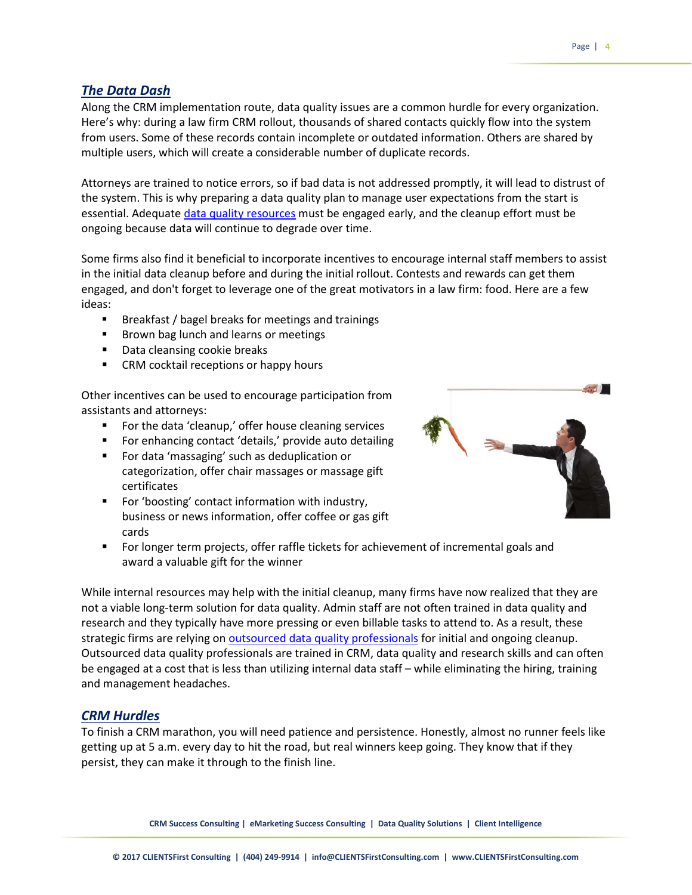## *The Data Dash*

Along the CRM implementation route, data quality issues are a common hurdle for every organization. Here's why: during a law firm CRM rollout, thousands of shared contacts quickly flow into the system from users. Some of these records contain incomplete or outdated information. Others are shared by multiple users, which will create a considerable number of duplicate records.

Attorneys are trained to notice errors, so if bad data is not addressed promptly, it will lead to distrust of the system. This is why preparing a data quality plan to manage user expectations from the start is essential. Adequate data quality resources must be engaged early, and the cleanup effort must be ongoing because data will continue to degrade over time.

Some firms also find it beneficial to incorporate incentives to encourage internal staff members to assist in the initial data cleanup before and during the initial rollout. Contests and rewards can get them engaged, and don't forget to leverage one of the great motivators in a law firm: food. Here are a few ideas:

- Breakfast / bagel breaks for meetings and trainings
- Brown bag lunch and learns or meetings
- Data cleansing cookie breaks
- CRM cocktail receptions or happy hours

Other incentives can be used to encourage participation from assistants and attorneys:

- For the data 'cleanup,' offer house cleaning services
- For enhancing contact 'details,' provide auto detailing
- For data 'massaging' such as deduplication or categorization, offer chair massages or massage gift certificates
- For 'boosting' contact information with industry, business or news information, offer coffee or gas gift cards
- For longer term projects, offer raffle tickets for achievement of incremental goals and award a valuable gift for the winner

While internal resources may help with the initial cleanup, many firms have now realized that they are not a viable long-term solution for data quality. Admin staff are not often trained in data quality and research and they typically have more pressing or even billable tasks to attend to. As a result, these strategic firms are relying on outsourced data quality professionals for initial and ongoing cleanup. Outsourced data quality professionals are trained in CRM, data quality and research skills and can often be engaged at a cost that is less than utilizing internal data staff – while eliminating the hiring, training and management headaches.

## *CRM Hurdles*

To finish a CRM marathon, you will need patience and persistence. Honestly, almost no runner feels like getting up at 5 a.m. every day to hit the road, but real winners keep going. They know that if they persist, they can make it through to the finish line.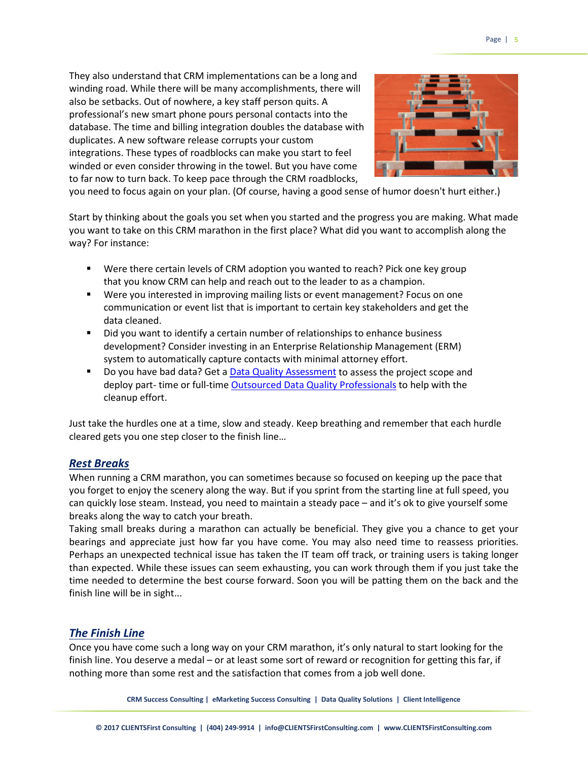They also understand that CRM implementations can be a long and winding road. While there will be many accomplishments, there will also be setbacks. Out of nowhere, a key staff person quits. A professional's new smart phone pours personal contacts into the database. The time and billing integration doubles the database with duplicates. A new software release corrupts your custom integrations. These types of roadblocks can make you start to feel winded or even consider throwing in the towel. But you have come to far now to turn back. To keep pace through the CRM roadblocks, you need to focus again on your plan. (Of course, having a good sense of humor doesn't hurt either.)

Start by thinking about the goals you set when you started and the progress you are making. What made you want to take on this CRM marathon in the first place? What did you want to accomplish along the way? For instance:

- Were there certain levels of CRM adoption you wanted to reach? Pick one key group that you know CRM can help and reach out to the leader to as a champion.
- Were you interested in improving mailing lists or event management? Focus on one communication or event list that is important to certain key stakeholders and get the data cleaned.
- Did you want to identify a certain number of relationships to enhance business development? Consider investing in an Enterprise Relationship Management (ERM) system to automatically capture contacts with minimal attorney effort.
- Do you have bad data? Get a [Data Quality Assessment] to assess the project scope and deploy part- time or full-time [Outsourced Data Quality Professionals] to help with the cleanup effort.

Just take the hurdles one at a time, slow and steady. Keep breathing and remember that each hurdle cleared gets you one step closer to the finish line…

## ***Rest Breaks***

When running a CRM marathon, you can sometimes because so focused on keeping up the pace that you forget to enjoy the scenery along the way. But if you sprint from the starting line at full speed, you can quickly lose steam. Instead, you need to maintain a steady pace – and it's ok to give yourself some breaks along the way to catch your breath.

Taking small breaks during a marathon can actually be beneficial. They give you a chance to get your bearings and appreciate just how far you have come. You may also need time to reassess priorities. Perhaps an unexpected technical issue has taken the IT team off track, or training users is taking longer than expected. While these issues can seem exhausting, you can work through them if you just take the time needed to determine the best course forward. Soon you will be patting them on the back and the finish line will be in sight...

## ***The Finish Line***

Once you have come such a long way on your CRM marathon, it's only natural to start looking for the finish line. You deserve a medal – or at least some sort of reward or recognition for getting this far, if nothing more than some rest and the satisfaction that comes from a job well done.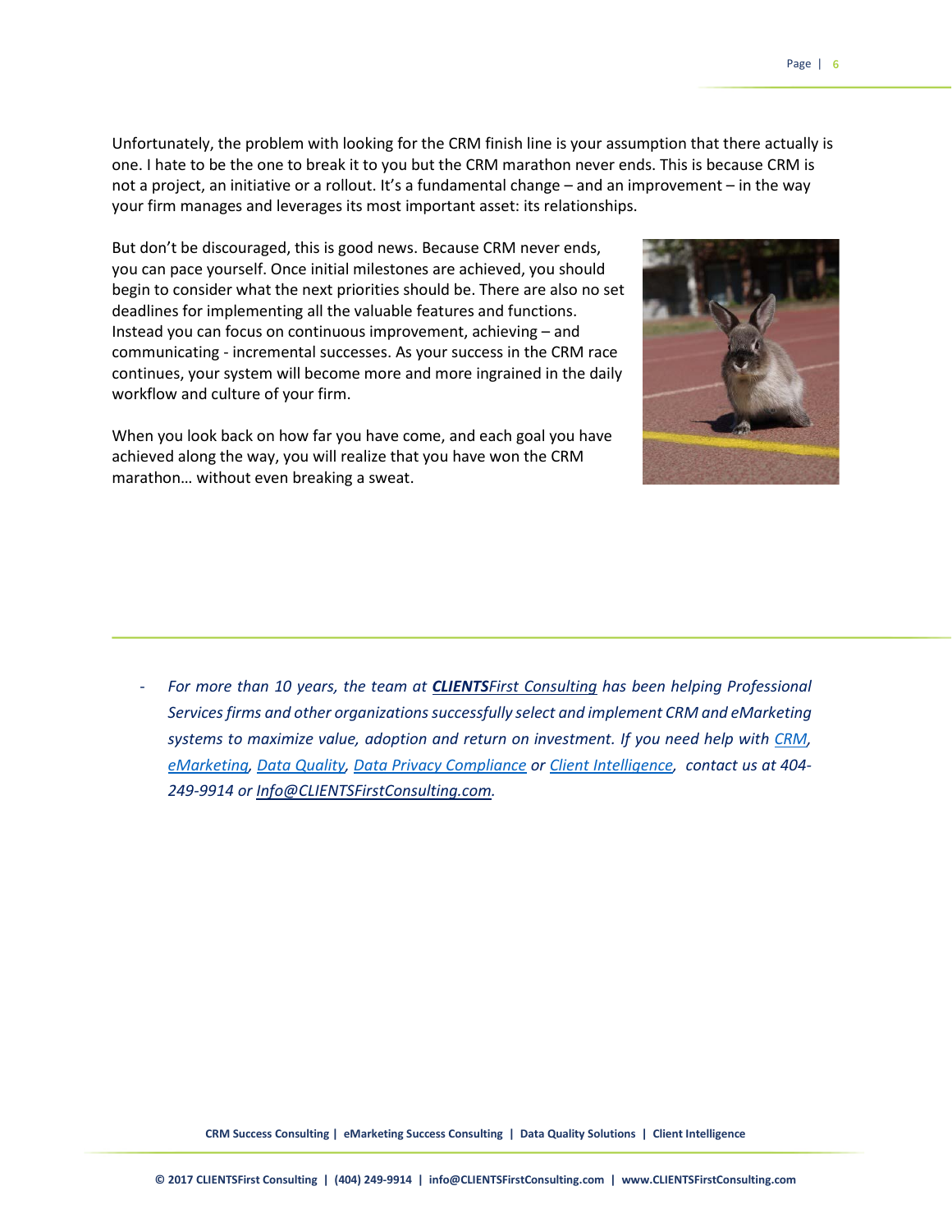Unfortunately, the problem with looking for the CRM finish line is your assumption that there actually is one. I hate to be the one to break it to you but the CRM marathon never ends. This is because CRM is not a project, an initiative or a rollout. It's a fundamental change – and an improvement – in the way your firm manages and leverages its most important asset: its relationships.

But don't be discouraged, this is good news. Because CRM never ends, you can pace yourself. Once initial milestones are achieved, you should begin to consider what the next priorities should be. There are also no set deadlines for implementing all the valuable features and functions. Instead you can focus on continuous improvement, achieving – and communicating - incremental successes. As your success in the CRM race continues, your system will become more and more ingrained in the daily workflow and culture of your firm.

When you look back on how far you have come, and each goal you have achieved along the way, you will realize that you have won the CRM marathon… without even breaking a sweat.

---

- *For more than 10 years, the team at **CLIENTS**First Consulting has been helping Professional Services firms and other organizations successfully select and implement CRM and eMarketing systems to maximize value, adoption and return on investment. If you need help with CRM, eMarketing, Data Quality, Data Privacy Compliance or Client Intelligence, contact us at 404-249-9914 or Info@CLIENTSFirstConsulting.com.*